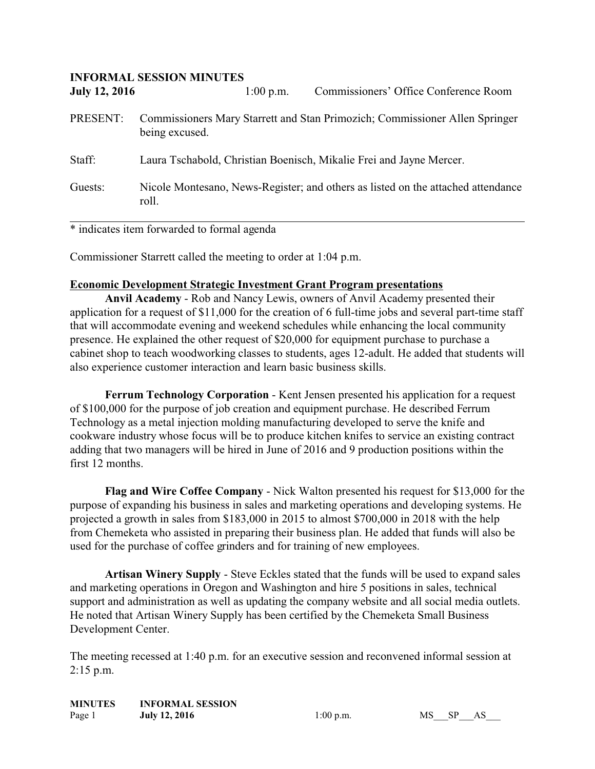**INFORMAL SESSION MINUTES**

**July 12, 2016** 1:00 p.m. Commissioners' Office Conference Room

PRESENT: Commissioners Mary Starrett and Stan Primozich; Commissioner Allen Springer being excused.

Staff: Laura Tschabold, Christian Boenisch, Mikalie Frei and Jayne Mercer.

Guests: Nicole Montesano, News-Register; and others as listed on the attached attendance roll.

---

* indicates item forwarded to formal agenda

Commissioner Starrett called the meeting to order at 1:04 p.m.

**Economic Development Strategic Investment Grant Program presentations**

**Anvil Academy** - Rob and Nancy Lewis, owners of Anvil Academy presented their application for a request of $11,000 for the creation of 6 full-time jobs and several part-time staff that will accommodate evening and weekend schedules while enhancing the local community presence. He explained the other request of $20,000 for equipment purchase to purchase a cabinet shop to teach woodworking classes to students, ages 12-adult. He added that students will also experience customer interaction and learn basic business skills.

**Ferrum Technology Corporation** - Kent Jensen presented his application for a request of $100,000 for the purpose of job creation and equipment purchase. He described Ferrum Technology as a metal injection molding manufacturing developed to serve the knife and cookware industry whose focus will be to produce kitchen knifes to service an existing contract adding that two managers will be hired in June of 2016 and 9 production positions within the first 12 months.

**Flag and Wire Coffee Company** - Nick Walton presented his request for $13,000 for the purpose of expanding his business in sales and marketing operations and developing systems. He projected a growth in sales from $183,000 in 2015 to almost $700,000 in 2018 with the help from Chemeketa who assisted in preparing their business plan. He added that funds will also be used for the purchase of coffee grinders and for training of new employees.

**Artisan Winery Supply** - Steve Eckles stated that the funds will be used to expand sales and marketing operations in Oregon and Washington and hire 5 positions in sales, technical support and administration as well as updating the company website and all social media outlets. He noted that Artisan Winery Supply has been certified by the Chemeketa Small Business Development Center.

The meeting recessed at 1:40 p.m. for an executive session and reconvened informal session at 2:15 p.m.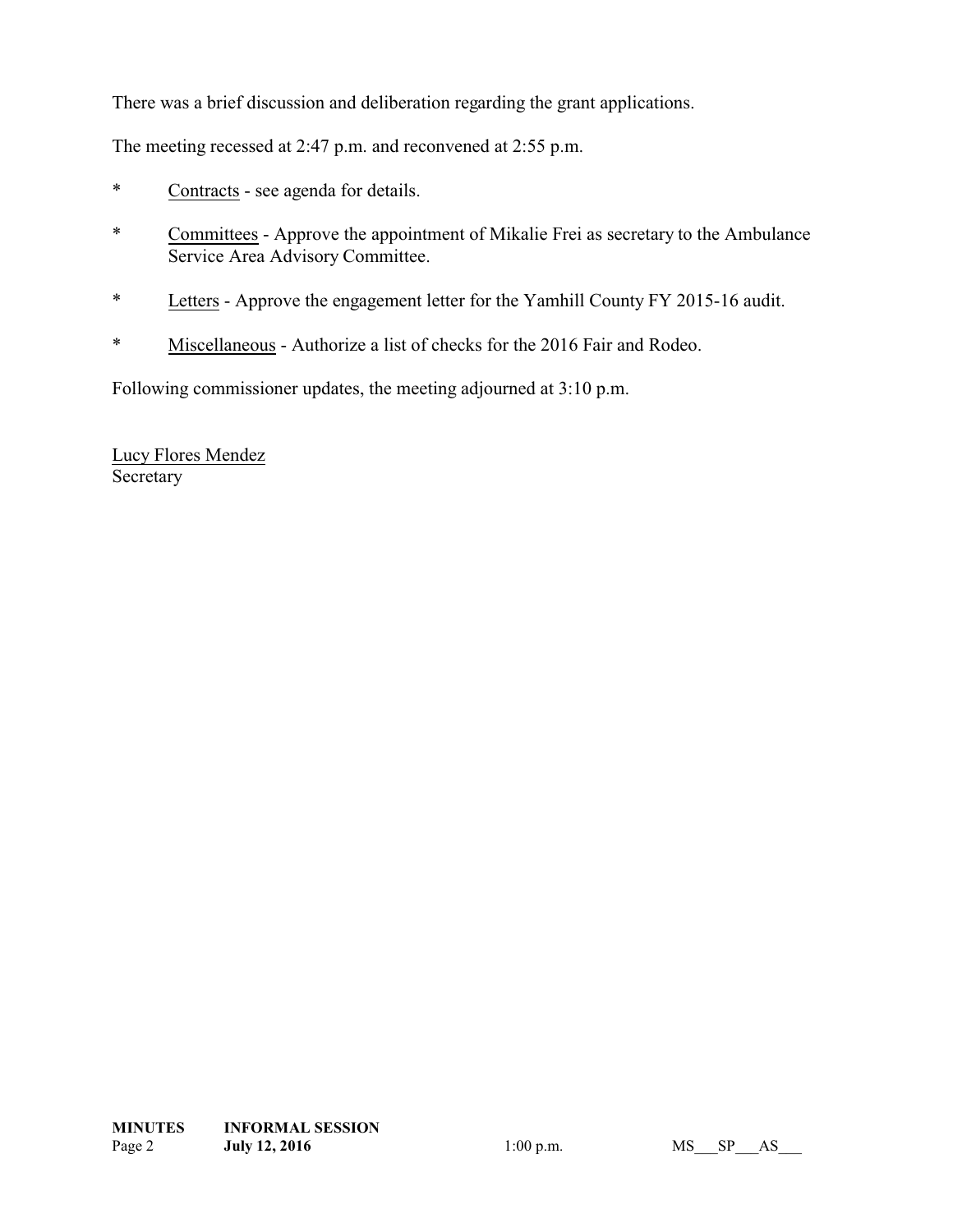There was a brief discussion and deliberation regarding the grant applications.

The meeting recessed at 2:47 p.m. and reconvened at 2:55 p.m.

* Contracts - see agenda for details.

* Committees - Approve the appointment of Mikalie Frei as secretary to the Ambulance Service Area Advisory Committee.

* Letters - Approve the engagement letter for the Yamhill County FY 2015-16 audit.

* Miscellaneous - Authorize a list of checks for the 2016 Fair and Rodeo.

Following commissioner updates, the meeting adjourned at 3:10 p.m.

Lucy Flores Mendez
Secretary